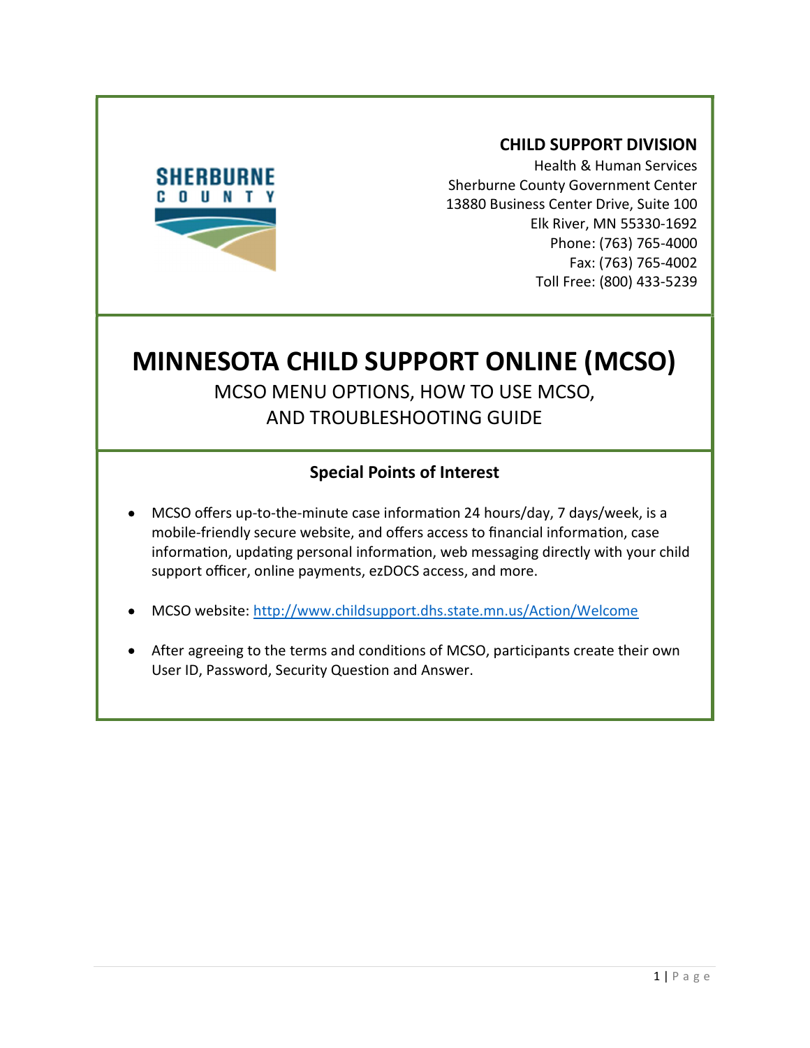SHERBURNE COUNTY

**CHILD SUPPORT DIVISION**
Health & Human Services
Sherburne County Government Center
13880 Business Center Drive, Suite 100
Elk River, MN 55330-1692
Phone: (763) 765-4000
Fax: (763) 765-4002
Toll Free: (800) 433-5239

# MINNESOTA CHILD SUPPORT ONLINE (MCSO)

MCSO MENU OPTIONS, HOW TO USE MCSO,
AND TROUBLESHOOTING GUIDE

## Special Points of Interest

- MCSO offers up-to-the-minute case information 24 hours/day, 7 days/week, is a mobile-friendly secure website, and offers access to financial information, case information, updating personal information, web messaging directly with your child support officer, online payments, ezDOCS access, and more.
- MCSO website: http://www.childsupport.dhs.state.mn.us/Action/Welcome
- After agreeing to the terms and conditions of MCSO, participants create their own User ID, Password, Security Question and Answer.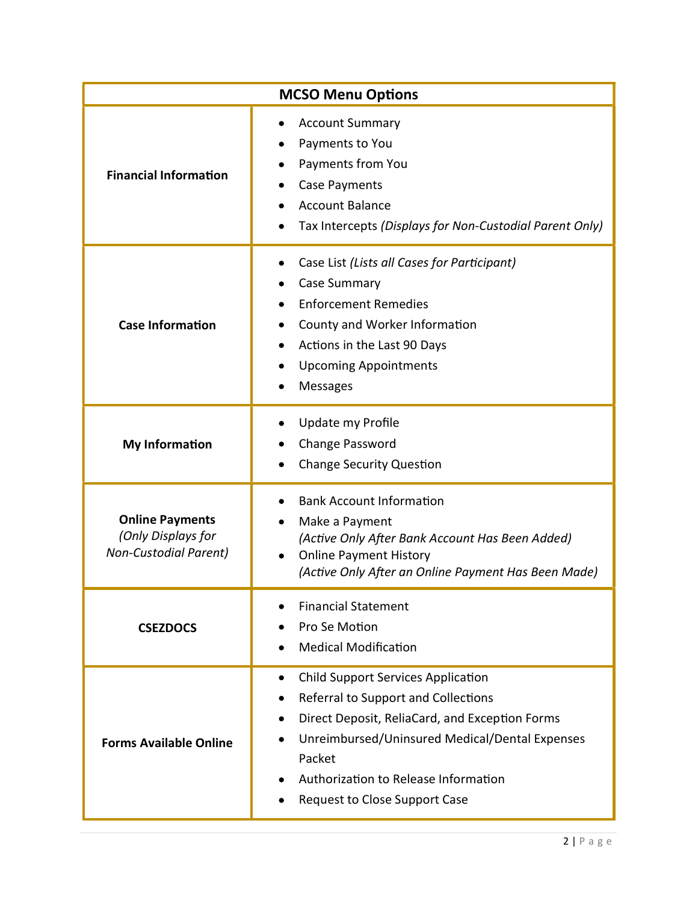| MCSO Menu Options | |
|---|---|
| **Financial Information** | • Account Summary<br>• Payments to You<br>• Payments from You<br>• Case Payments<br>• Account Balance<br>• Tax Intercepts *(Displays for Non-Custodial Parent Only)* |
| **Case Information** | • Case List *(Lists all Cases for Participant)*<br>• Case Summary<br>• Enforcement Remedies<br>• County and Worker Information<br>• Actions in the Last 90 Days<br>• Upcoming Appointments<br>• Messages |
| **My Information** | • Update my Profile<br>• Change Password<br>• Change Security Question |
| **Online Payments** *(Only Displays for Non-Custodial Parent)* | • Bank Account Information<br>• Make a Payment *(Active Only After Bank Account Has Been Added)*<br>• Online Payment History *(Active Only After an Online Payment Has Been Made)* |
| **CSEZDOCS** | • Financial Statement<br>• Pro Se Motion<br>• Medical Modification |
| **Forms Available Online** | • Child Support Services Application<br>• Referral to Support and Collections<br>• Direct Deposit, ReliaCard, and Exception Forms<br>• Unreimbursed/Uninsured Medical/Dental Expenses Packet<br>• Authorization to Release Information<br>• Request to Close Support Case |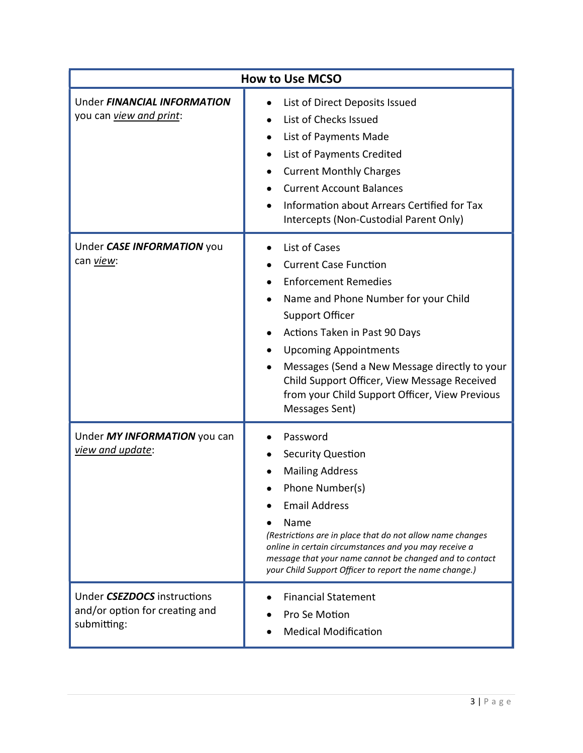| How to Use MCSO | |
|---|---|
| Under ***FINANCIAL INFORMATION*** you can *view and print*: | • List of Direct Deposits Issued<br>• List of Checks Issued<br>• List of Payments Made<br>• List of Payments Credited<br>• Current Monthly Charges<br>• Current Account Balances<br>• Information about Arrears Certified for Tax Intercepts (Non-Custodial Parent Only) |
| Under ***CASE INFORMATION*** you can *view*: | • List of Cases<br>• Current Case Function<br>• Enforcement Remedies<br>• Name and Phone Number for your Child Support Officer<br>• Actions Taken in Past 90 Days<br>• Upcoming Appointments<br>• Messages (Send a New Message directly to your Child Support Officer, View Message Received from your Child Support Officer, View Previous Messages Sent) |
| Under ***MY INFORMATION*** you can *view and update*: | • Password<br>• Security Question<br>• Mailing Address<br>• Phone Number(s)<br>• Email Address<br>• Name<br>*(Restrictions are in place that do not allow name changes online in certain circumstances and you may receive a message that your name cannot be changed and to contact your Child Support Officer to report the name change.)* |
| Under ***CSEZDOCS*** instructions and/or option for creating and submitting: | • Financial Statement<br>• Pro Se Motion<br>• Medical Modification |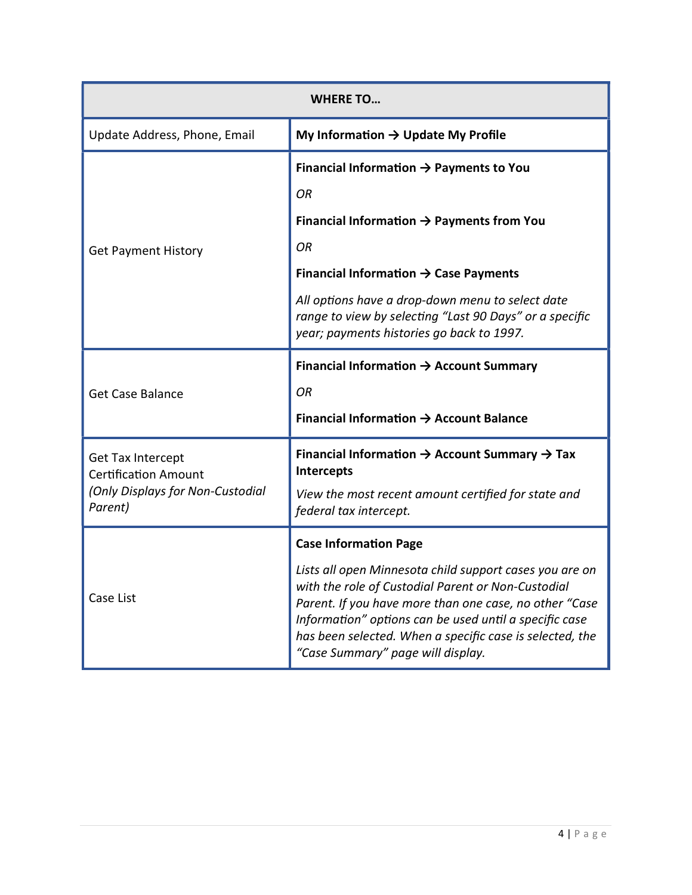| WHERE TO… | |
|---|---|
| Update Address, Phone, Email | **My Information → Update My Profile** |
| Get Payment History | **Financial Information → Payments to You**<br>*OR*<br>**Financial Information → Payments from You**<br>*OR*<br>**Financial Information → Case Payments**<br>*All options have a drop-down menu to select date range to view by selecting "Last 90 Days" or a specific year; payments histories go back to 1997.* |
| Get Case Balance | **Financial Information → Account Summary**<br>*OR*<br>**Financial Information → Account Balance** |
| Get Tax Intercept Certification Amount<br>*(Only Displays for Non-Custodial Parent)* | **Financial Information → Account Summary → Tax Intercepts**<br>*View the most recent amount certified for state and federal tax intercept.* |
| Case List | **Case Information Page**<br>*Lists all open Minnesota child support cases you are on with the role of Custodial Parent or Non-Custodial Parent. If you have more than one case, no other "Case Information" options can be used until a specific case has been selected. When a specific case is selected, the "Case Summary" page will display.* |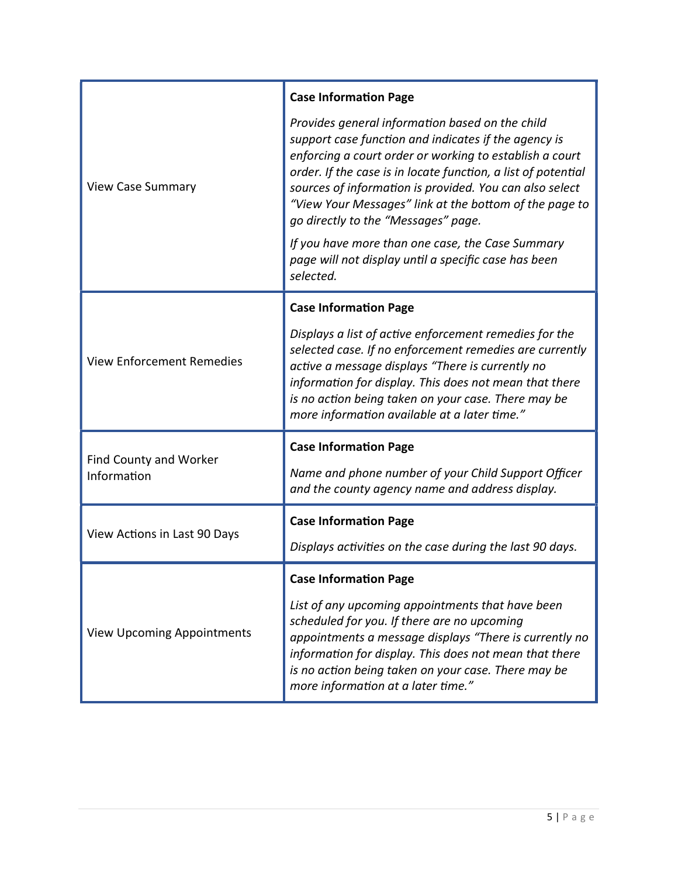| | |
|---|---|
| View Case Summary | **Case Information Page**<br><br>*Provides general information based on the child support case function and indicates if the agency is enforcing a court order or working to establish a court order. If the case is in locate function, a list of potential sources of information is provided. You can also select "View Your Messages" link at the bottom of the page to go directly to the "Messages" page.*<br><br>*If you have more than one case, the Case Summary page will not display until a specific case has been selected.* |
| View Enforcement Remedies | **Case Information Page**<br><br>*Displays a list of active enforcement remedies for the selected case. If no enforcement remedies are currently active a message displays "There is currently no information for display. This does not mean that there is no action being taken on your case. There may be more information available at a later time."* |
| Find County and Worker Information | **Case Information Page**<br><br>*Name and phone number of your Child Support Officer and the county agency name and address display.* |
| View Actions in Last 90 Days | **Case Information Page**<br><br>*Displays activities on the case during the last 90 days.* |
| View Upcoming Appointments | **Case Information Page**<br><br>*List of any upcoming appointments that have been scheduled for you. If there are no upcoming appointments a message displays "There is currently no information for display. This does not mean that there is no action being taken on your case. There may be more information at a later time."* |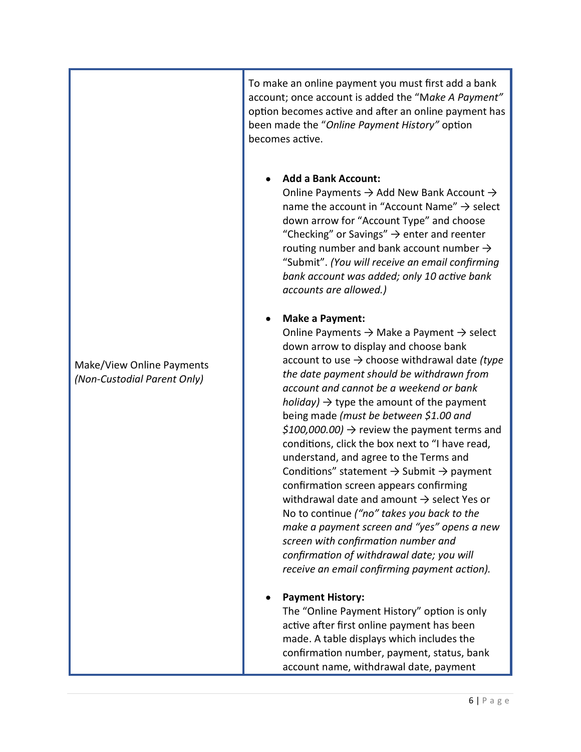| | |
|---|---|
| Make/View Online Payments *(Non-Custodial Parent Only)* | To make an online payment you must first add a bank account; once account is added the "M*ake A Payment"* option becomes active and after an online payment has been made the "*Online Payment History"* option becomes active.<br><br>• **Add a Bank Account:**<br>Online Payments → Add New Bank Account → name the account in "Account Name" → select down arrow for "Account Type" and choose "Checking" or Savings" → enter and reenter routing number and bank account number → "Submit". *(You will receive an email confirming bank account was added; only 10 active bank accounts are allowed.)*<br><br>• **Make a Payment:**<br>Online Payments → Make a Payment → select down arrow to display and choose bank account to use → choose withdrawal date *(type the date payment should be withdrawn from account and cannot be a weekend or bank holiday)* → type the amount of the payment being made *(must be between $1.00 and $100,000.00)* → review the payment terms and conditions, click the box next to "I have read, understand, and agree to the Terms and Conditions" statement → Submit → payment confirmation screen appears confirming withdrawal date and amount → select Yes or No to continue *("no" takes you back to the make a payment screen and "yes" opens a new screen with confirmation number and confirmation of withdrawal date; you will receive an email confirming payment action).*<br><br>• **Payment History:**<br>The "Online Payment History" option is only active after first online payment has been made. A table displays which includes the confirmation number, payment, status, bank account name, withdrawal date, payment |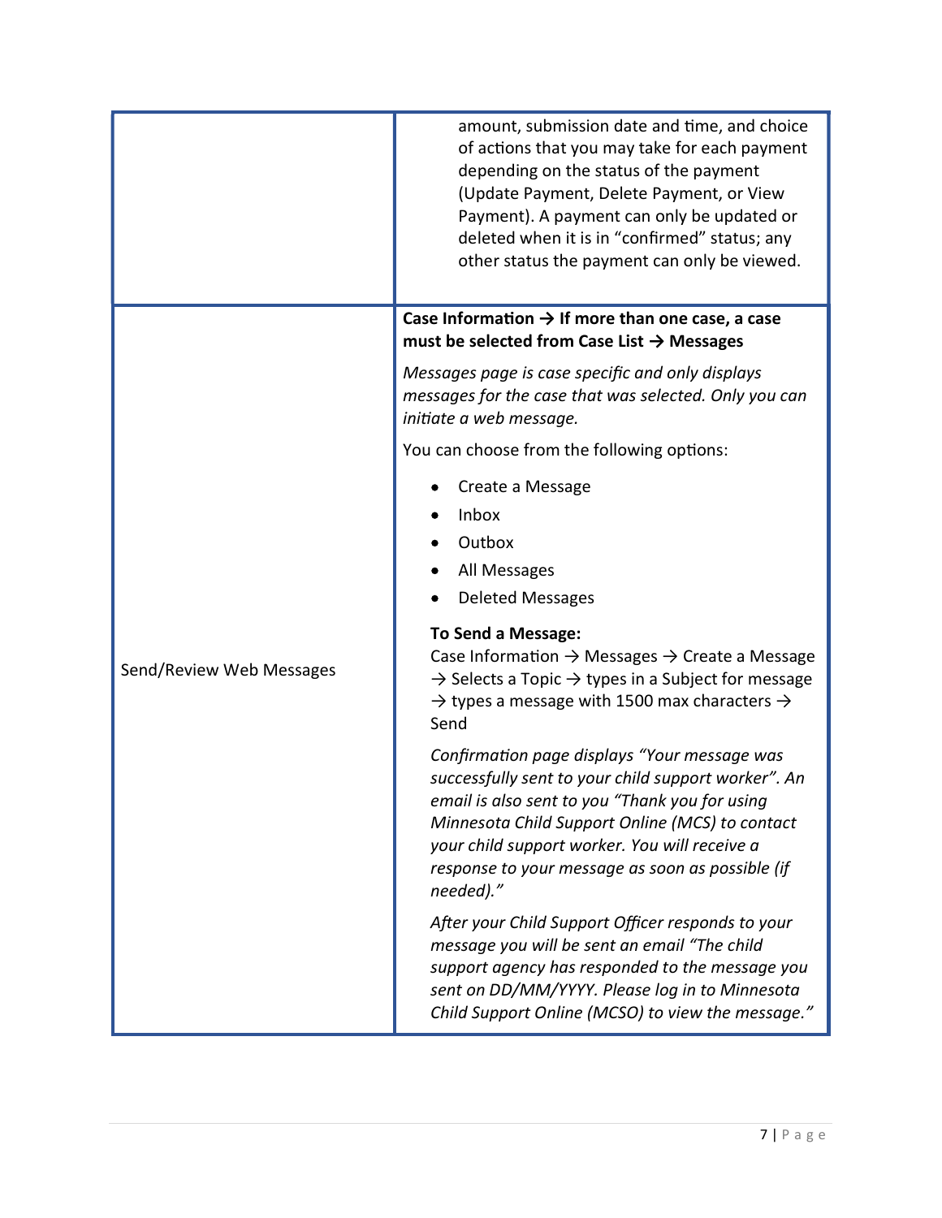| | |
|---|---|
| | amount, submission date and time, and choice of actions that you may take for each payment depending on the status of the payment (Update Payment, Delete Payment, or View Payment). A payment can only be updated or deleted when it is in "confirmed" status; any other status the payment can only be viewed. |
| Send/Review Web Messages | **Case Information → If more than one case, a case must be selected from Case List → Messages**<br><br>*Messages page is case specific and only displays messages for the case that was selected. Only you can initiate a web message.*<br><br>You can choose from the following options:<br>• Create a Message<br>• Inbox<br>• Outbox<br>• All Messages<br>• Deleted Messages<br><br>**To Send a Message:**<br>Case Information → Messages → Create a Message → Selects a Topic → types in a Subject for message → types a message with 1500 max characters → Send<br><br>*Confirmation page displays "Your message was successfully sent to your child support worker". An email is also sent to you "Thank you for using Minnesota Child Support Online (MCS) to contact your child support worker. You will receive a response to your message as soon as possible (if needed)."*<br><br>*After your Child Support Officer responds to your message you will be sent an email "The child support agency has responded to the message you sent on DD/MM/YYYY. Please log in to Minnesota Child Support Online (MCSO) to view the message."* |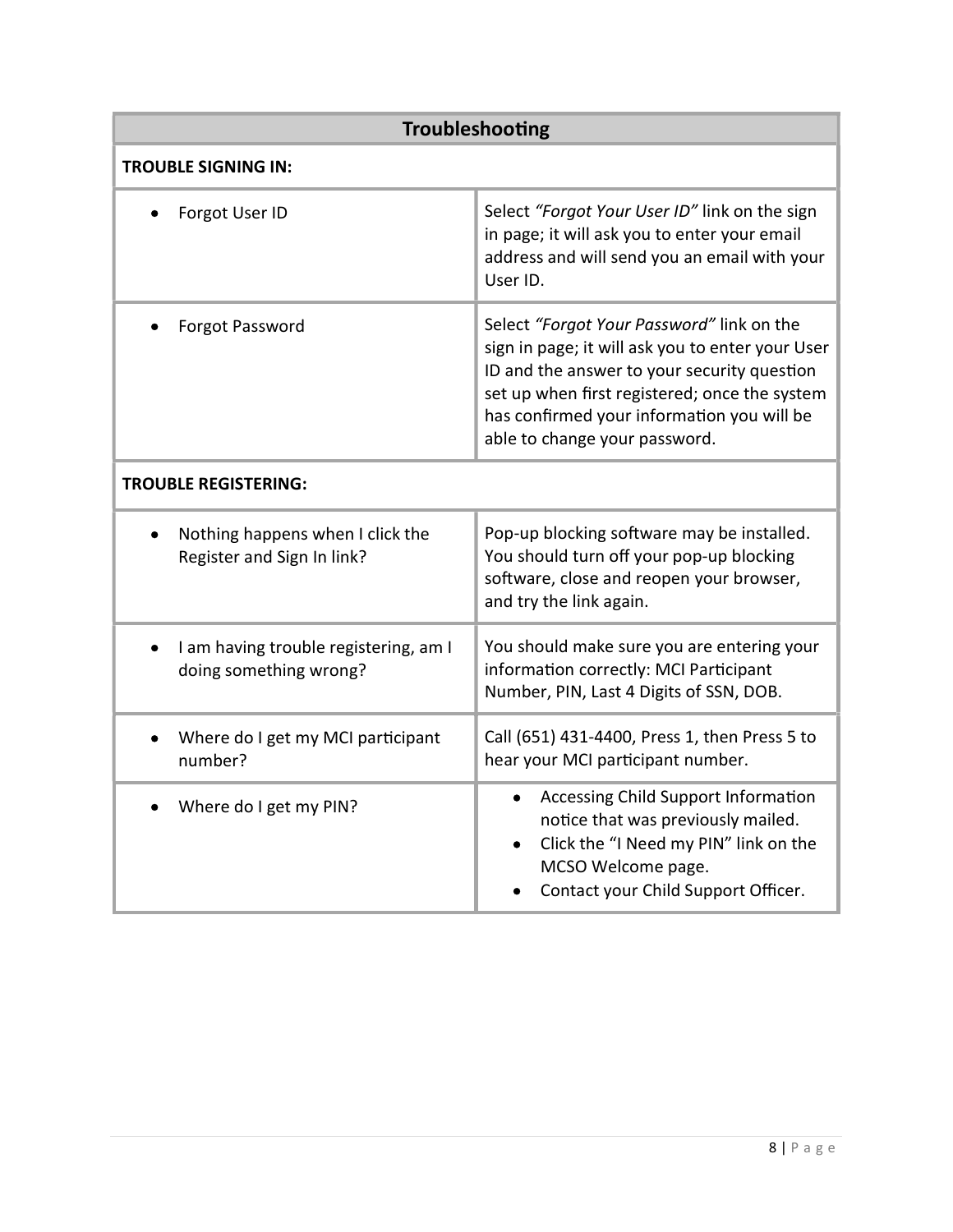| Troubleshooting | |
|---|---|
| **TROUBLE SIGNING IN:** | |
| • Forgot User ID | Select *"Forgot Your User ID"* link on the sign in page; it will ask you to enter your email address and will send you an email with your User ID. |
| • Forgot Password | Select *"Forgot Your Password"* link on the sign in page; it will ask you to enter your User ID and the answer to your security question set up when first registered; once the system has confirmed your information you will be able to change your password. |
| **TROUBLE REGISTERING:** | |
| • Nothing happens when I click the Register and Sign In link? | Pop-up blocking software may be installed. You should turn off your pop-up blocking software, close and reopen your browser, and try the link again. |
| • I am having trouble registering, am I doing something wrong? | You should make sure you are entering your information correctly: MCI Participant Number, PIN, Last 4 Digits of SSN, DOB. |
| • Where do I get my MCI participant number? | Call (651) 431-4400, Press 1, then Press 5 to hear your MCI participant number. |
| • Where do I get my PIN? | • Accessing Child Support Information notice that was previously mailed. <br> • Click the "I Need my PIN" link on the MCSO Welcome page. <br> • Contact your Child Support Officer. |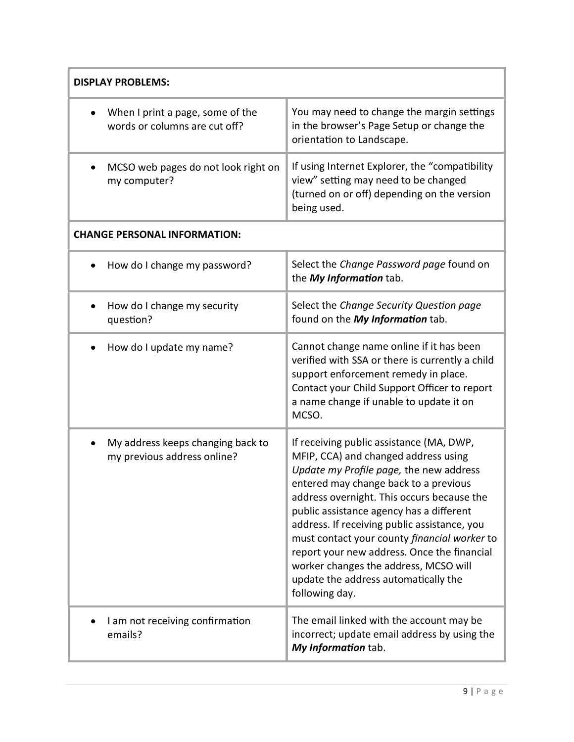| **DISPLAY PROBLEMS:** | |
|---|---|
| • When I print a page, some of the words or columns are cut off? | You may need to change the margin settings in the browser's Page Setup or change the orientation to Landscape. |
| • MCSO web pages do not look right on my computer? | If using Internet Explorer, the "compatibility view" setting may need to be changed (turned on or off) depending on the version being used. |
| **CHANGE PERSONAL INFORMATION:** | |
| • How do I change my password? | Select the *Change Password page* found on the ***My Information*** tab. |
| • How do I change my security question? | Select the *Change Security Question page* found on the ***My Information*** tab. |
| • How do I update my name? | Cannot change name online if it has been verified with SSA or there is currently a child support enforcement remedy in place. Contact your Child Support Officer to report a name change if unable to update it on MCSO. |
| • My address keeps changing back to my previous address online? | If receiving public assistance (MA, DWP, MFIP, CCA) and changed address using *Update my Profile page,* the new address entered may change back to a previous address overnight. This occurs because the public assistance agency has a different address. If receiving public assistance, you must contact your county *financial worker* to report your new address. Once the financial worker changes the address, MCSO will update the address automatically the following day. |
| • I am not receiving confirmation emails? | The email linked with the account may be incorrect; update email address by using the ***My Information*** tab. |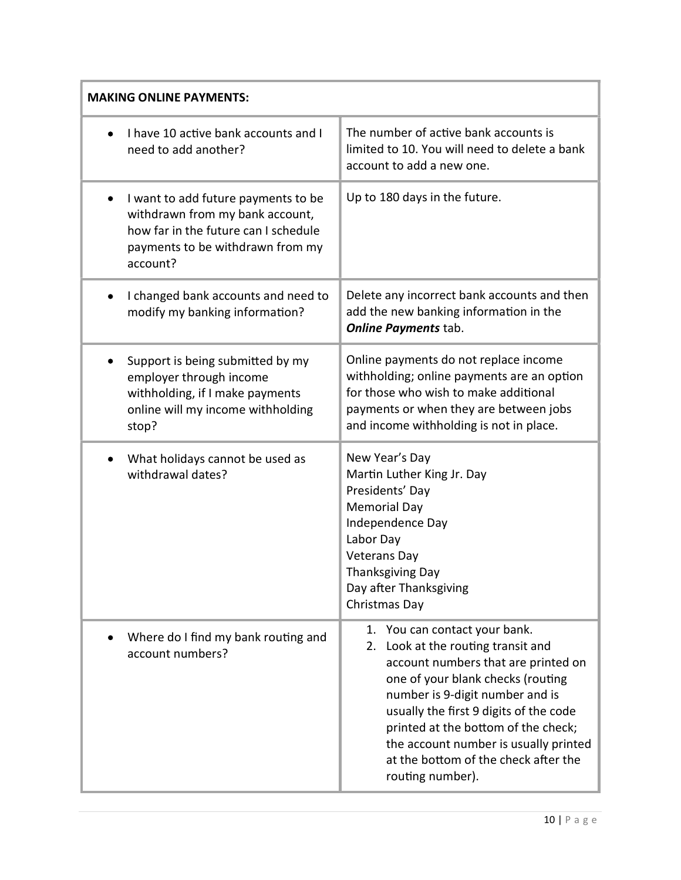| **MAKING ONLINE PAYMENTS:** | |
|---|---|
| • I have 10 active bank accounts and I need to add another? | The number of active bank accounts is limited to 10. You will need to delete a bank account to add a new one. |
| • I want to add future payments to be withdrawn from my bank account, how far in the future can I schedule payments to be withdrawn from my account? | Up to 180 days in the future. |
| • I changed bank accounts and need to modify my banking information? | Delete any incorrect bank accounts and then add the new banking information in the ***Online Payments*** tab. |
| • Support is being submitted by my employer through income withholding, if I make payments online will my income withholding stop? | Online payments do not replace income withholding; online payments are an option for those who wish to make additional payments or when they are between jobs and income withholding is not in place. |
| • What holidays cannot be used as withdrawal dates? | New Year's Day<br>Martin Luther King Jr. Day<br>Presidents' Day<br>Memorial Day<br>Independence Day<br>Labor Day<br>Veterans Day<br>Thanksgiving Day<br>Day after Thanksgiving<br>Christmas Day |
| • Where do I find my bank routing and account numbers? | 1. You can contact your bank.<br>2. Look at the routing transit and account numbers that are printed on one of your blank checks (routing number is 9-digit number and is usually the first 9 digits of the code printed at the bottom of the check; the account number is usually printed at the bottom of the check after the routing number). |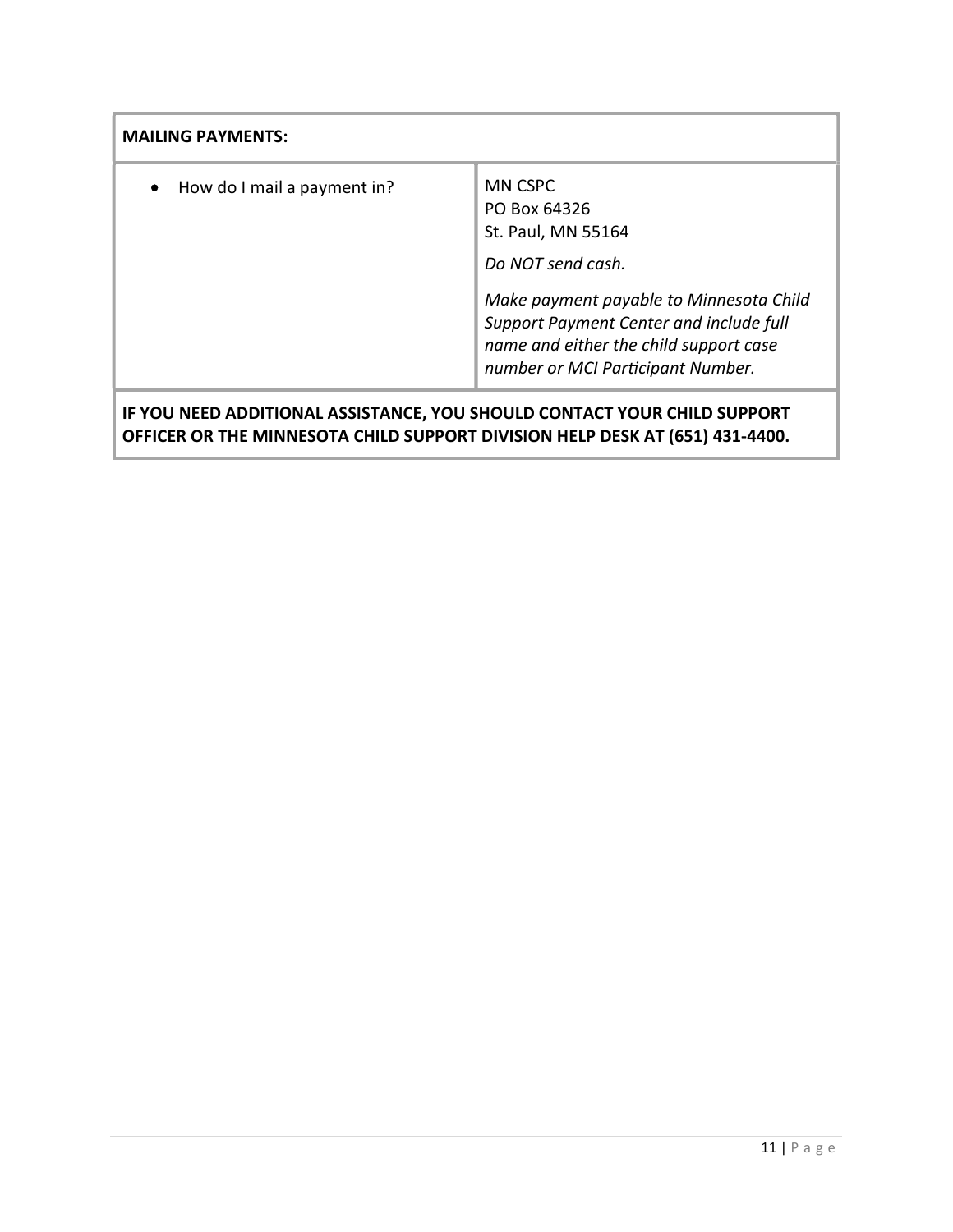| MAILING PAYMENTS: | |
|---|---|
| • How do I mail a payment in? | MN CSPC<br>PO Box 64326<br>St. Paul, MN 55164<br>*Do NOT send cash.*<br>*Make payment payable to Minnesota Child Support Payment Center and include full name and either the child support case number or MCI Participant Number.* |

**IF YOU NEED ADDITIONAL ASSISTANCE, YOU SHOULD CONTACT YOUR CHILD SUPPORT OFFICER OR THE MINNESOTA CHILD SUPPORT DIVISION HELP DESK AT (651) 431-4400.**